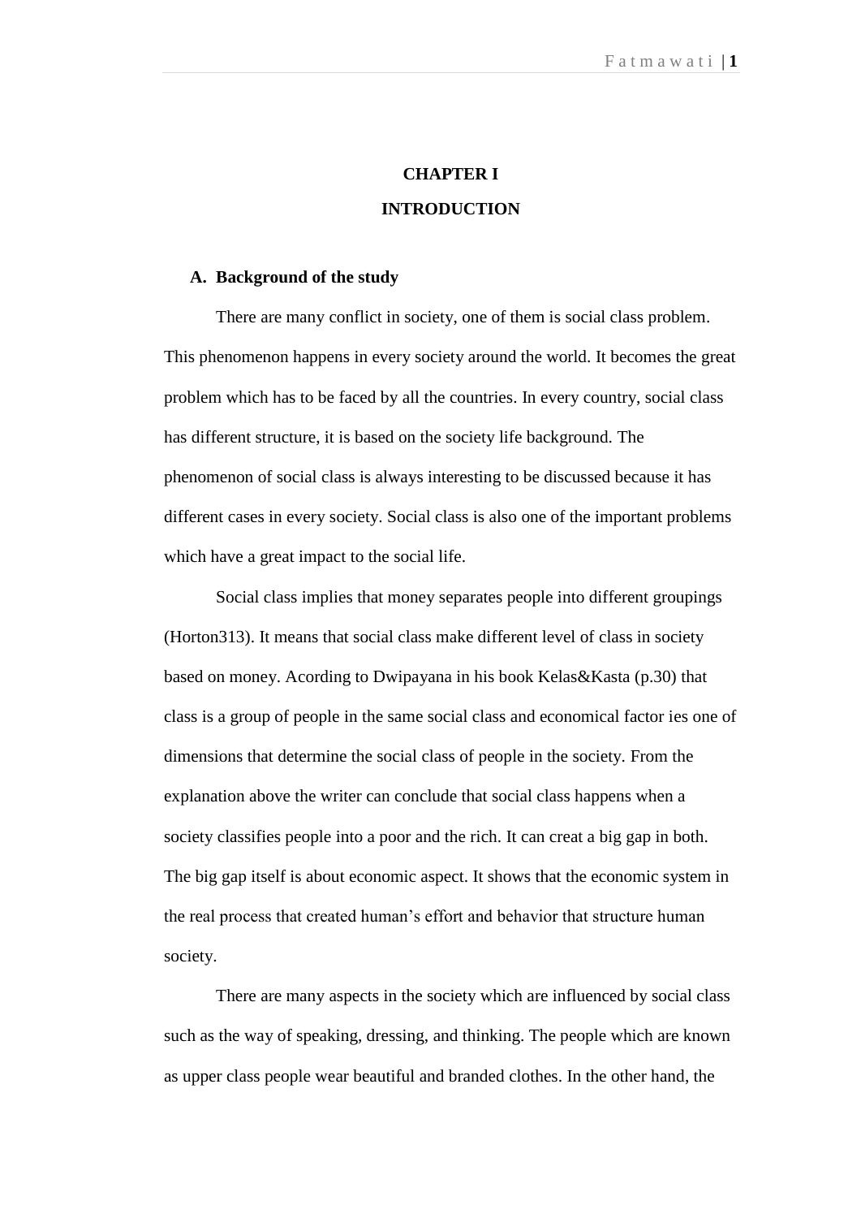# CHAPTER I

# INTRODUCTION

## A. Background of the study

There are many conflict in society, one of them is social class problem. This phenomenon happens in every society around the world. It becomes the great problem which has to be faced by all the countries. In every country, social class has different structure, it is based on the society life background. The phenomenon of social class is always interesting to be discussed because it has different cases in every society. Social class is also one of the important problems which have a great impact to the social life.

Social class implies that money separates people into different groupings (Horton313). It means that social class make different level of class in society based on money. Acording to Dwipayana in his book Kelas&Kasta (p.30) that class is a group of people in the same social class and economical factor ies one of dimensions that determine the social class of people in the society. From the explanation above the writer can conclude that social class happens when a society classifies people into a poor and the rich. It can creat a big gap in both. The big gap itself is about economic aspect. It shows that the economic system in the real process that created human's effort and behavior that structure human society.

There are many aspects in the society which are influenced by social class such as the way of speaking, dressing, and thinking. The people which are known as upper class people wear beautiful and branded clothes. In the other hand, the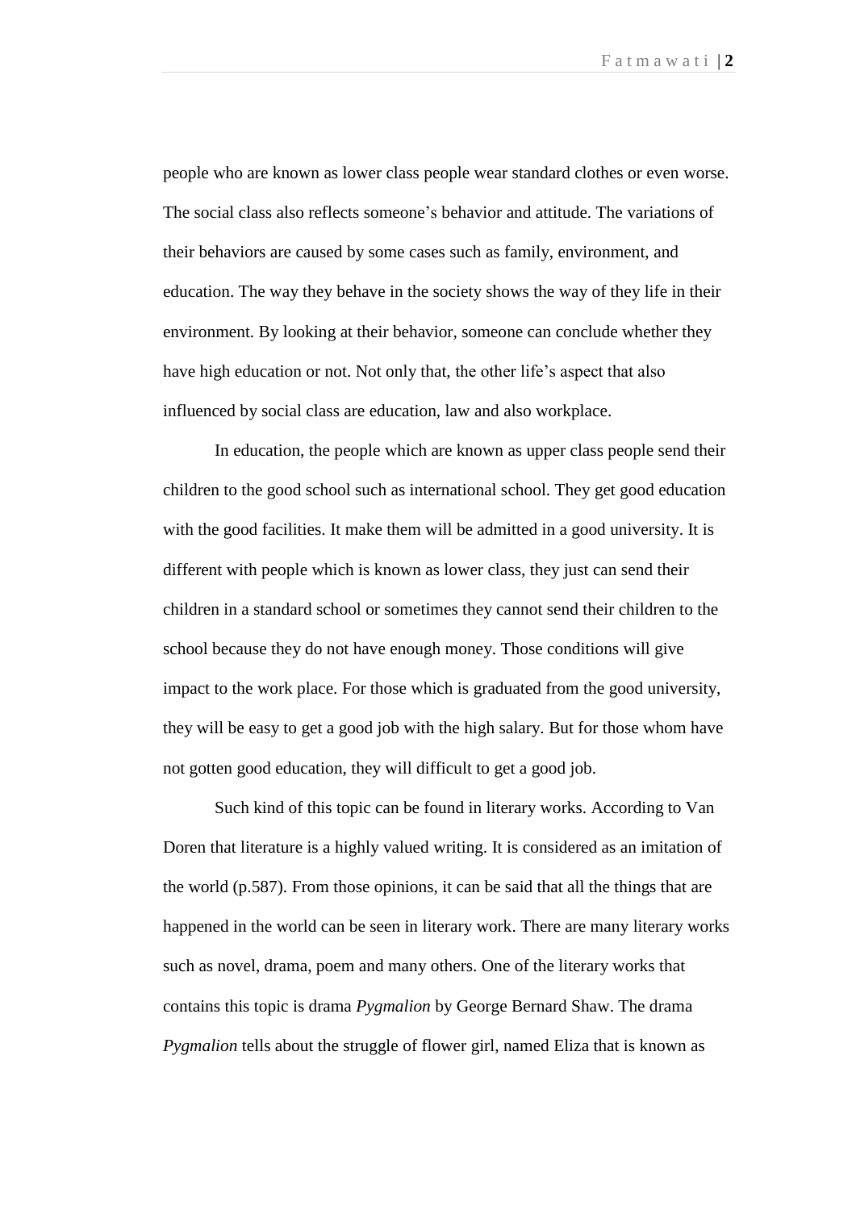people who are known as lower class people wear standard clothes or even worse. The social class also reflects someone's behavior and attitude. The variations of their behaviors are caused by some cases such as family, environment, and education. The way they behave in the society shows the way of they life in their environment. By looking at their behavior, someone can conclude whether they have high education or not. Not only that, the other life's aspect that also influenced by social class are education, law and also workplace.

In education, the people which are known as upper class people send their children to the good school such as international school. They get good education with the good facilities. It make them will be admitted in a good university. It is different with people which is known as lower class, they just can send their children in a standard school or sometimes they cannot send their children to the school because they do not have enough money. Those conditions will give impact to the work place. For those which is graduated from the good university, they will be easy to get a good job with the high salary. But for those whom have not gotten good education, they will difficult to get a good job.

Such kind of this topic can be found in literary works. According to Van Doren that literature is a highly valued writing. It is considered as an imitation of the world (p.587). From those opinions, it can be said that all the things that are happened in the world can be seen in literary work. There are many literary works such as novel, drama, poem and many others. One of the literary works that contains this topic is drama *Pygmalion* by George Bernard Shaw. The drama *Pygmalion* tells about the struggle of flower girl, named Eliza that is known as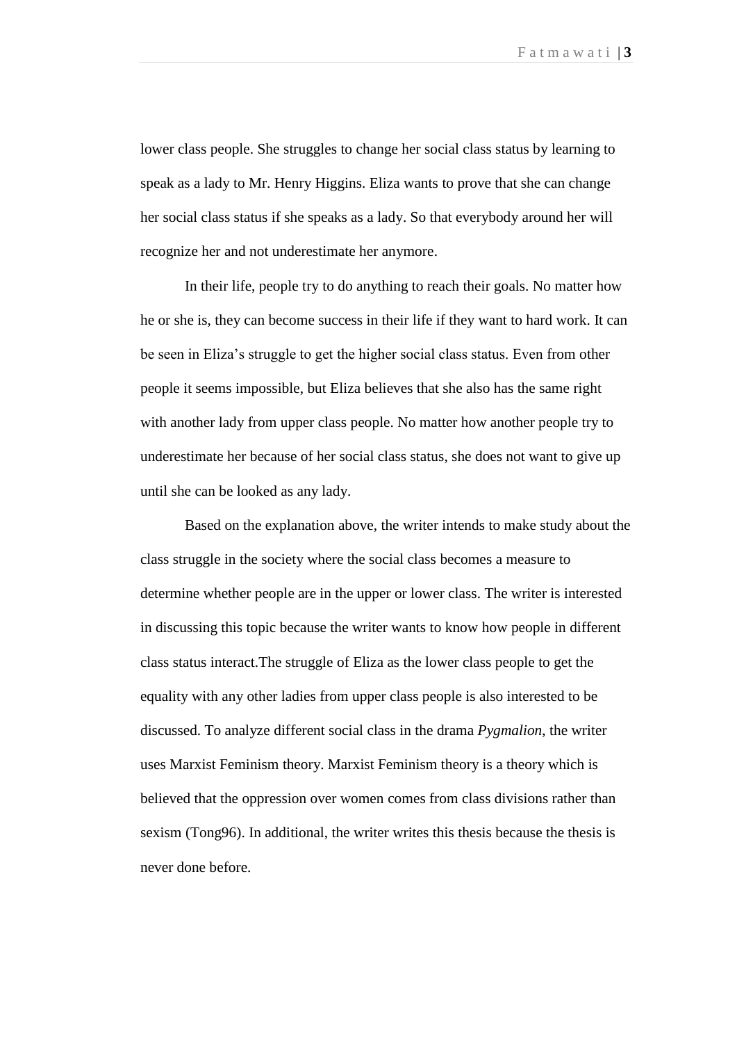lower class people. She struggles to change her social class status by learning to speak as a lady to Mr. Henry Higgins. Eliza wants to prove that she can change her social class status if she speaks as a lady. So that everybody around her will recognize her and not underestimate her anymore.

In their life, people try to do anything to reach their goals. No matter how he or she is, they can become success in their life if they want to hard work. It can be seen in Eliza's struggle to get the higher social class status. Even from other people it seems impossible, but Eliza believes that she also has the same right with another lady from upper class people. No matter how another people try to underestimate her because of her social class status, she does not want to give up until she can be looked as any lady.

Based on the explanation above, the writer intends to make study about the class struggle in the society where the social class becomes a measure to determine whether people are in the upper or lower class. The writer is interested in discussing this topic because the writer wants to know how people in different class status interact.The struggle of Eliza as the lower class people to get the equality with any other ladies from upper class people is also interested to be discussed. To analyze different social class in the drama *Pygmalion*, the writer uses Marxist Feminism theory. Marxist Feminism theory is a theory which is believed that the oppression over women comes from class divisions rather than sexism (Tong96). In additional, the writer writes this thesis because the thesis is never done before.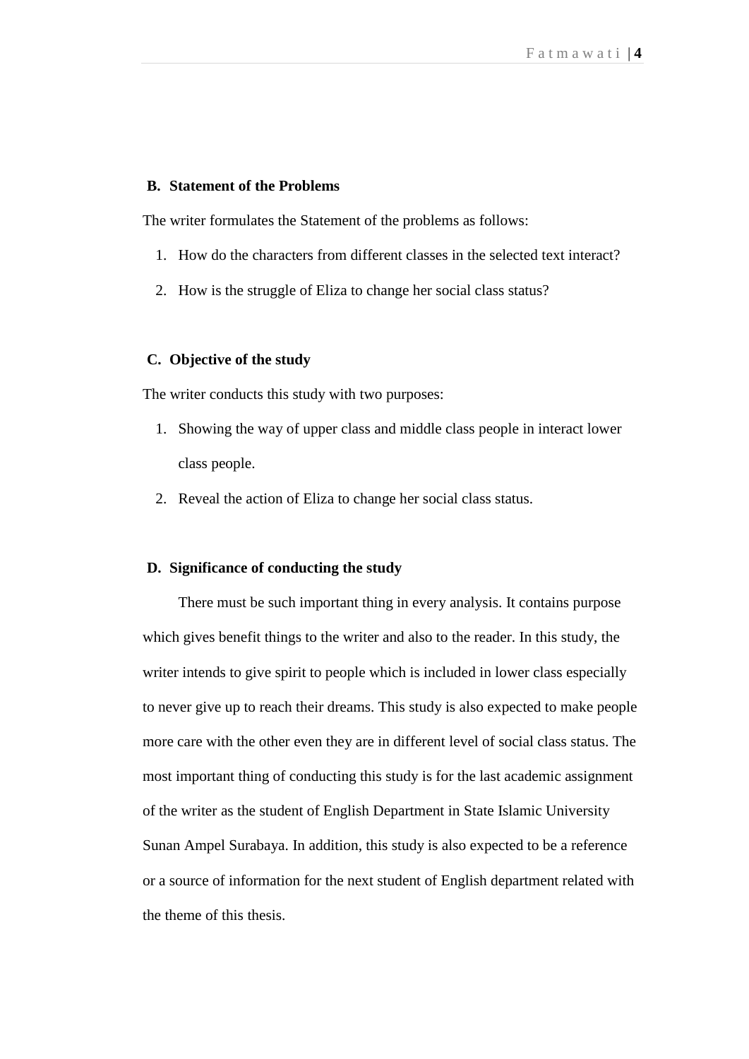## B. Statement of the Problems

The writer formulates the Statement of the problems as follows:

1. How do the characters from different classes in the selected text interact?
2. How is the struggle of Eliza to change her social class status?

## C. Objective of the study

The writer conducts this study with two purposes:

1. Showing the way of upper class and middle class people in interact lower class people.
2. Reveal the action of Eliza to change her social class status.

## D. Significance of conducting the study

There must be such important thing in every analysis. It contains purpose which gives benefit things to the writer and also to the reader. In this study, the writer intends to give spirit to people which is included in lower class especially to never give up to reach their dreams. This study is also expected to make people more care with the other even they are in different level of social class status. The most important thing of conducting this study is for the last academic assignment of the writer as the student of English Department in State Islamic University Sunan Ampel Surabaya. In addition, this study is also expected to be a reference or a source of information for the next student of English department related with the theme of this thesis.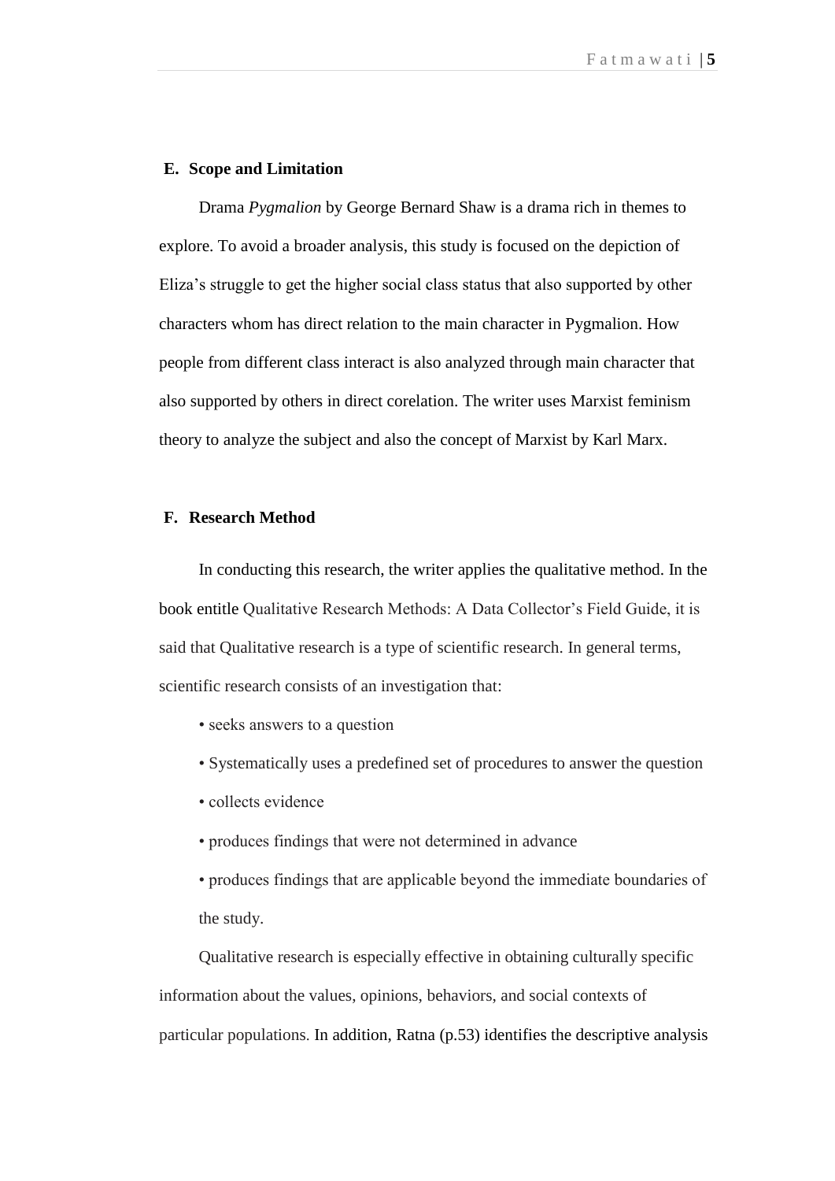## E. Scope and Limitation

Drama *Pygmalion* by George Bernard Shaw is a drama rich in themes to explore. To avoid a broader analysis, this study is focused on the depiction of Eliza's struggle to get the higher social class status that also supported by other characters whom has direct relation to the main character in Pygmalion. How people from different class interact is also analyzed through main character that also supported by others in direct corelation. The writer uses Marxist feminism theory to analyze the subject and also the concept of Marxist by Karl Marx.

## F. Research Method

In conducting this research, the writer applies the qualitative method. In the book entitle Qualitative Research Methods: A Data Collector's Field Guide, it is said that Qualitative research is a type of scientific research. In general terms, scientific research consists of an investigation that:

- seeks answers to a question
- Systematically uses a predefined set of procedures to answer the question
- collects evidence
- produces findings that were not determined in advance
- produces findings that are applicable beyond the immediate boundaries of the study.

Qualitative research is especially effective in obtaining culturally specific information about the values, opinions, behaviors, and social contexts of particular populations. In addition, Ratna (p.53) identifies the descriptive analysis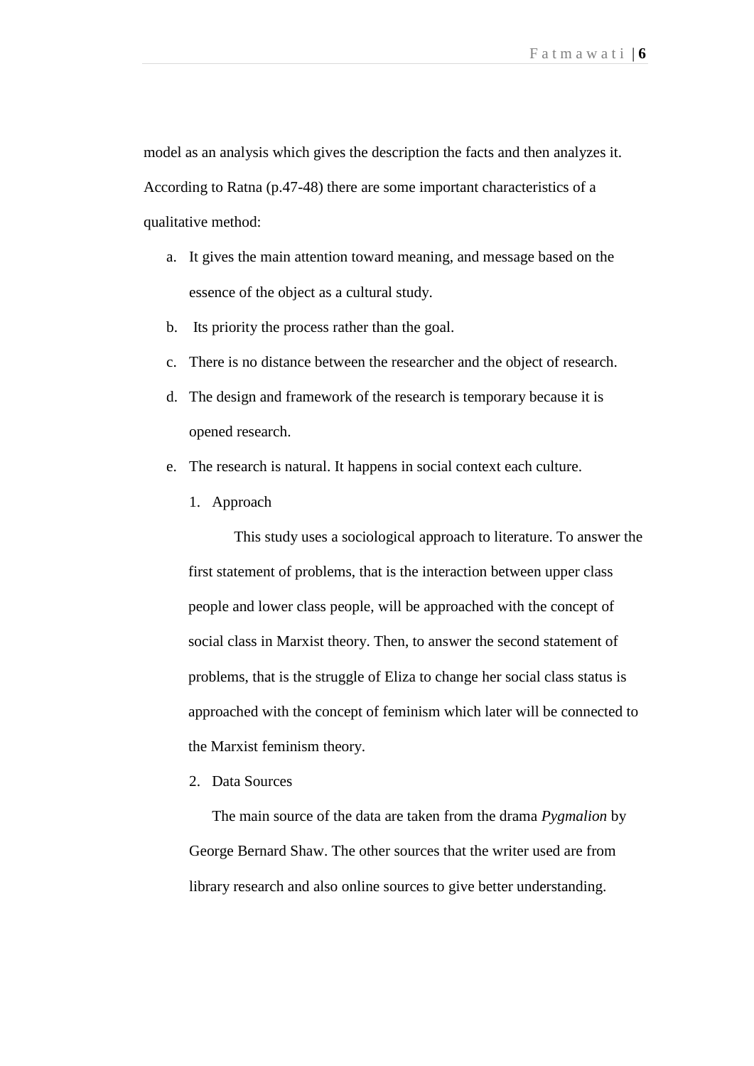model as an analysis which gives the description the facts and then analyzes it. According to Ratna (p.47-48) there are some important characteristics of a qualitative method:

a. It gives the main attention toward meaning, and message based on the essence of the object as a cultural study.
b. Its priority the process rather than the goal.
c. There is no distance between the researcher and the object of research.
d. The design and framework of the research is temporary because it is opened research.
e. The research is natural. It happens in social context each culture.

1. Approach

This study uses a sociological approach to literature. To answer the first statement of problems, that is the interaction between upper class people and lower class people, will be approached with the concept of social class in Marxist theory. Then, to answer the second statement of problems, that is the struggle of Eliza to change her social class status is approached with the concept of feminism which later will be connected to the Marxist feminism theory.

2. Data Sources

The main source of the data are taken from the drama *Pygmalion* by George Bernard Shaw. The other sources that the writer used are from library research and also online sources to give better understanding.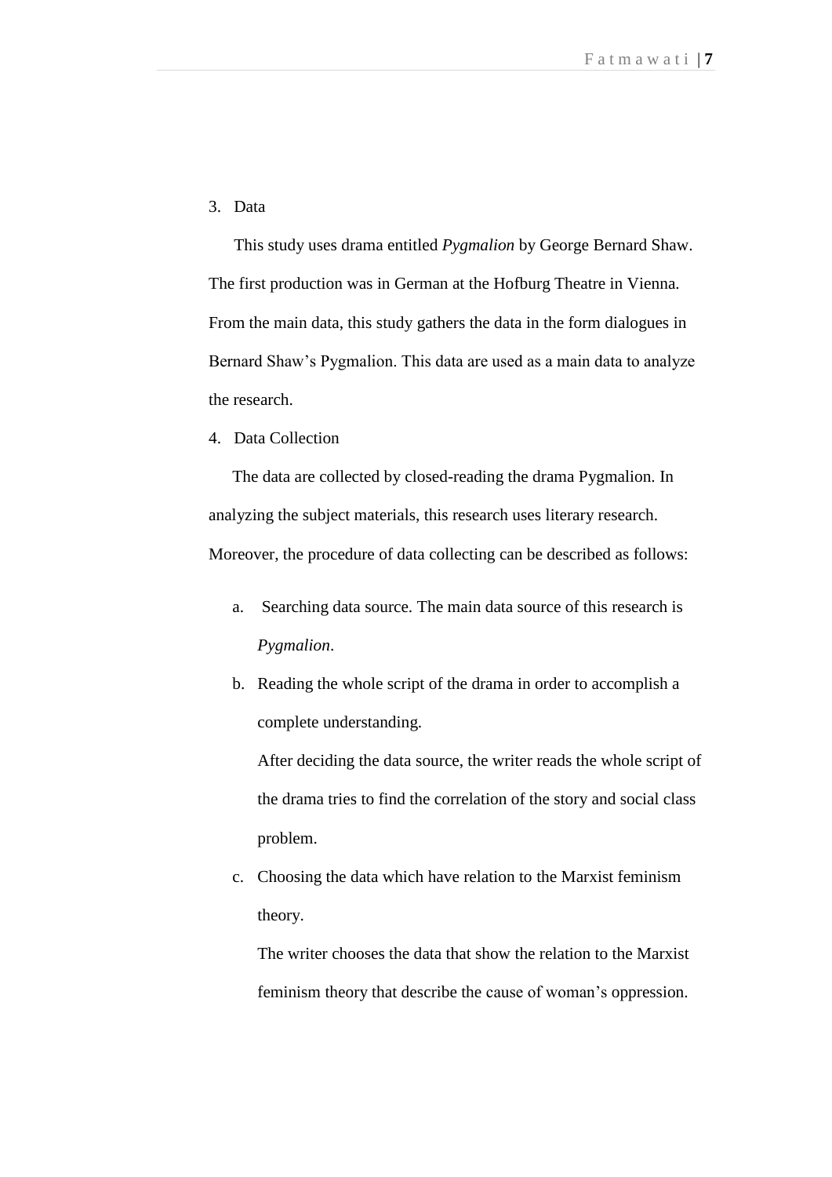3. Data

This study uses drama entitled *Pygmalion* by George Bernard Shaw. The first production was in German at the Hofburg Theatre in Vienna. From the main data, this study gathers the data in the form dialogues in Bernard Shaw's Pygmalion. This data are used as a main data to analyze the research.

4. Data Collection

The data are collected by closed-reading the drama Pygmalion. In analyzing the subject materials, this research uses literary research. Moreover, the procedure of data collecting can be described as follows:

a. Searching data source. The main data source of this research is *Pygmalion*.

b. Reading the whole script of the drama in order to accomplish a complete understanding.

   After deciding the data source, the writer reads the whole script of the drama tries to find the correlation of the story and social class problem.

c. Choosing the data which have relation to the Marxist feminism theory.

   The writer chooses the data that show the relation to the Marxist feminism theory that describe the cause of woman's oppression.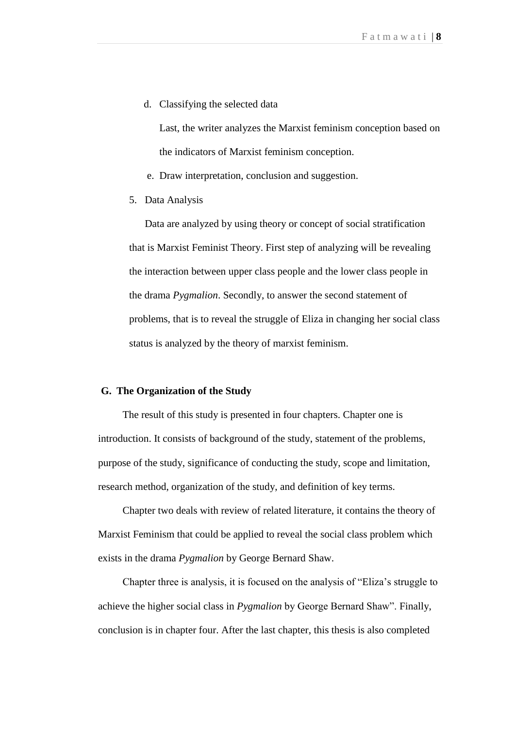d. Classifying the selected data

   Last, the writer analyzes the Marxist feminism conception based on the indicators of Marxist feminism conception.

e. Draw interpretation, conclusion and suggestion.

5. Data Analysis

   Data are analyzed by using theory or concept of social stratification that is Marxist Feminist Theory. First step of analyzing will be revealing the interaction between upper class people and the lower class people in the drama *Pygmalion*. Secondly, to answer the second statement of problems, that is to reveal the struggle of Eliza in changing her social class status is analyzed by the theory of marxist feminism.

## G. The Organization of the Study

The result of this study is presented in four chapters. Chapter one is introduction. It consists of background of the study, statement of the problems, purpose of the study, significance of conducting the study, scope and limitation, research method, organization of the study, and definition of key terms.

Chapter two deals with review of related literature, it contains the theory of Marxist Feminism that could be applied to reveal the social class problem which exists in the drama *Pygmalion* by George Bernard Shaw.

Chapter three is analysis, it is focused on the analysis of "Eliza's struggle to achieve the higher social class in *Pygmalion* by George Bernard Shaw". Finally, conclusion is in chapter four. After the last chapter, this thesis is also completed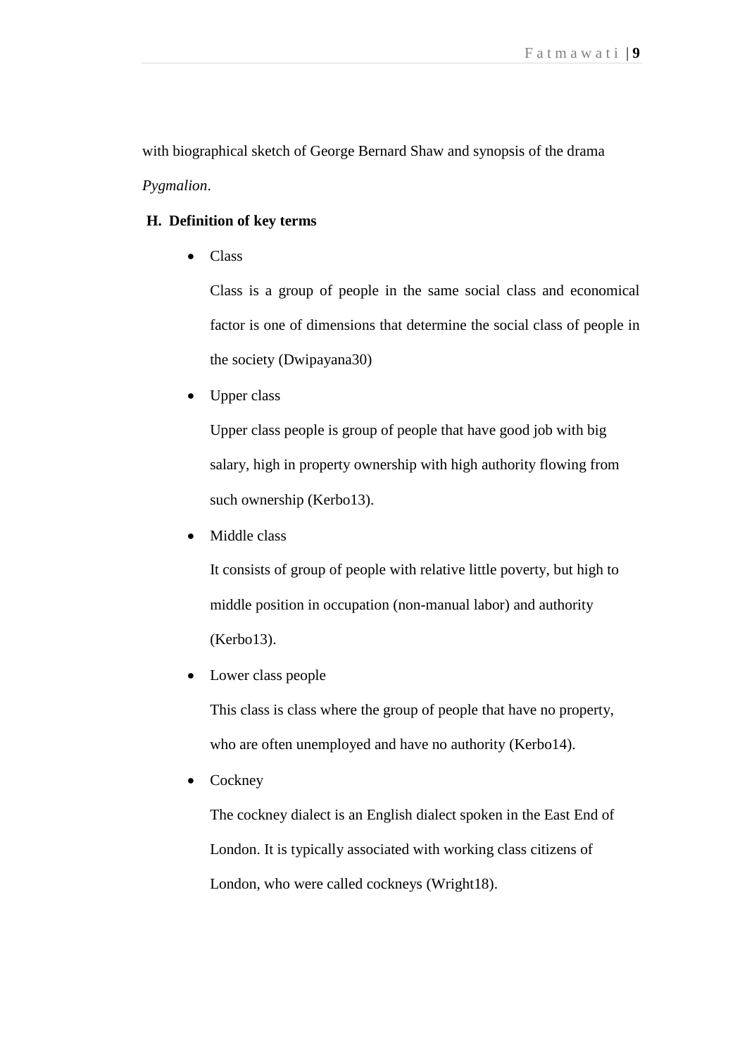with biographical sketch of George Bernard Shaw and synopsis of the drama *Pygmalion*.

## H. Definition of key terms

- Class

  Class is a group of people in the same social class and economical factor is one of dimensions that determine the social class of people in the society (Dwipayana30)

- Upper class

  Upper class people is group of people that have good job with big salary, high in property ownership with high authority flowing from such ownership (Kerbo13).

- Middle class

  It consists of group of people with relative little poverty, but high to middle position in occupation (non-manual labor) and authority (Kerbo13).

- Lower class people

  This class is class where the group of people that have no property, who are often unemployed and have no authority (Kerbo14).

- Cockney

  The cockney dialect is an English dialect spoken in the East End of London. It is typically associated with working class citizens of London, who were called cockneys (Wright18).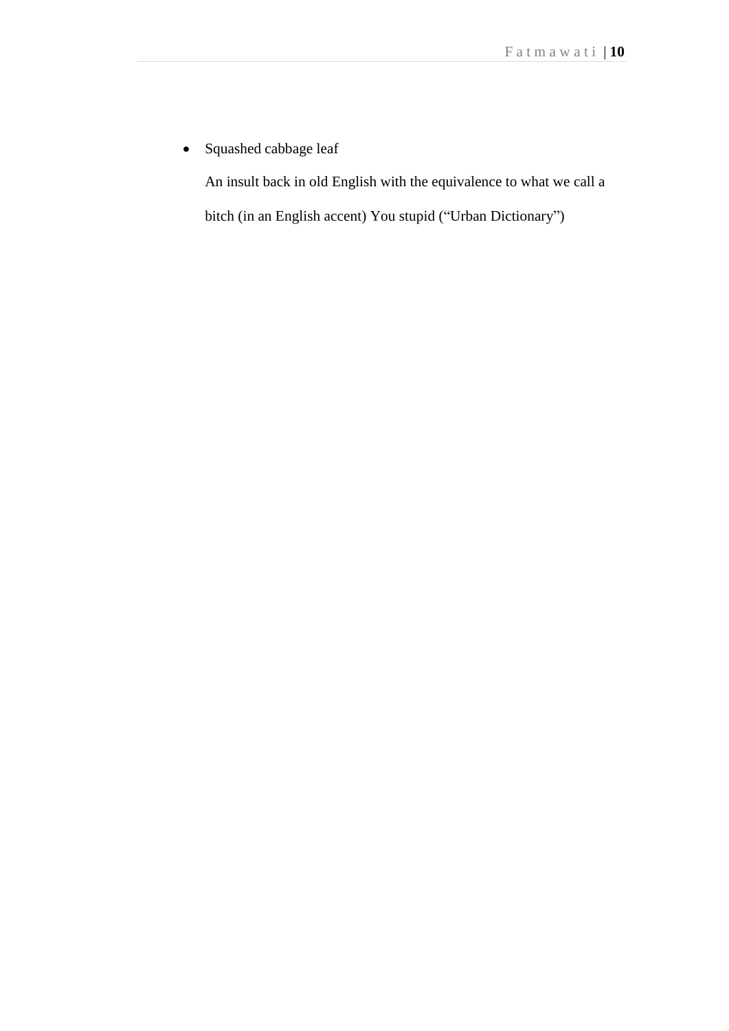- Squashed cabbage leaf

  An insult back in old English with the equivalence to what we call a bitch (in an English accent) You stupid (“Urban Dictionary”)